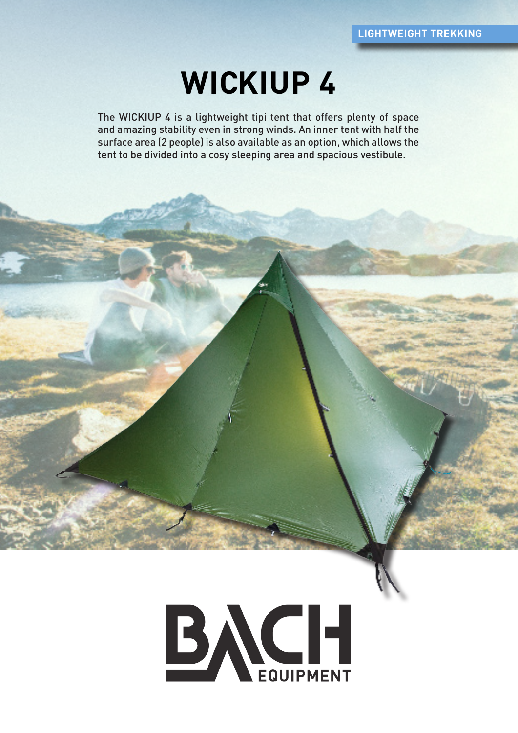LIGHTWEIGHT TREKKING

# WICKIUP 4

The WICKIUP 4 is a lightweight tipi tent that offers plenty of space and amazing stability even in strong winds. An inner tent with half the surface area (2 people) is also available as an option, which allows the tent to be divided into a cosy sleeping area and spacious vestibule.

BACH EQUIPMENT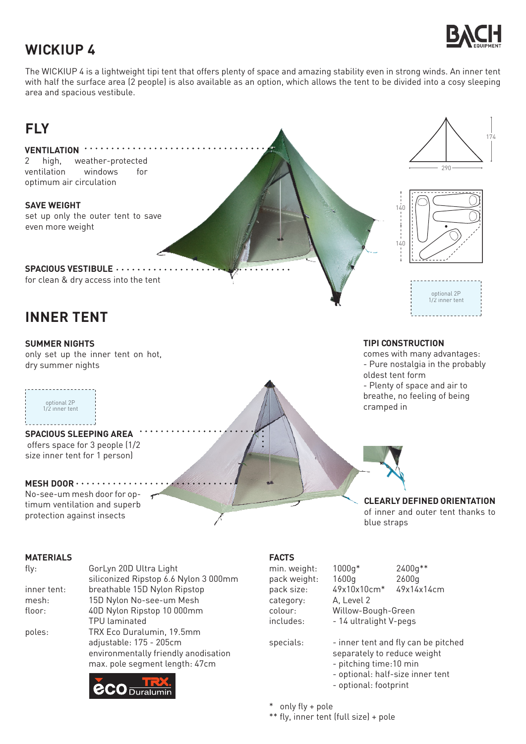# WICKIUP 4

The WICKIUP 4 is a lightweight tipi tent that offers plenty of space and amazing stability even in strong winds. An inner tent with half the surface area (2 people) is also available as an option, which allows the tent to be divided into a cosy sleeping area and spacious vestibule.

## FLY

**VENTILATION**
2 high, weather-protected ventilation windows for optimum air circulation

**SAVE WEIGHT**
set up only the outer tent to save even more weight

**SPACIOUS VESTIBULE**
for clean & dry access into the tent

174
290
140
140
optional 2P 1/2 inner tent

## INNER TENT

**SUMMER NIGHTS**
only set up the inner tent on hot, dry summer nights

optional 2P 1/2 inner tent

**SPACIOUS SLEEPING AREA**
offers space for 3 people (1/2 size inner tent for 1 person)

**MESH DOOR**
No-see-um mesh door for optimum ventilation and superb protection against insects

**TIPI CONSTRUCTION**
comes with many advantages:
- Pure nostalgia in the probably oldest tent form
- Plenty of space and air to breathe, no feeling of being cramped in

**CLEARLY DEFINED ORIENTATION**
of inner and outer tent thanks to blue straps

### MATERIALS

| | |
|---|---|
| fly: | GorLyn 20D Ultra Light siliconized Ripstop 6.6 Nylon 3 000mm |
| inner tent: | breathable 15D Nylon Ripstop |
| mesh: | 15D Nylon No-see-um Mesh |
| floor: | 40D Nylon Ripstop 10 000mm TPU laminated |
| poles: | TRX Eco Duralumin, 19.5mm adjustable: 175 - 205cm environmentally friendly anodisation max. pole segment length: 47cm |

### FACTS

| | | |
|---|---|---|
| min. weight: | 1000g* | 2400g** |
| pack weight: | 1600g | 2600g |
| pack size: | 49x10x10cm* | 49x14x14cm |
| category: | A, Level 2 | |
| colour: | Willow-Bough-Green | |
| includes: | - 14 ultralight V-pegs | |
| specials: | - inner tent and fly can be pitched separately to reduce weight<br>- pitching time:10 min<br>- optional: half-size inner tent<br>- optional: footprint | |

\* only fly + pole
** fly, inner tent (full size) + pole